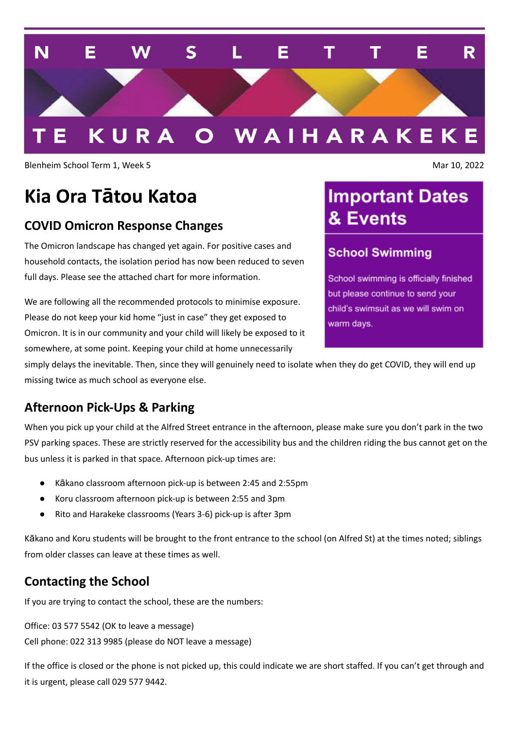# NEWSLETTER

# TE KURA O WAIHARAKEKE

Blenheim School Term 1, Week 5

Mar 10, 2022

# Kia Ora Tātou Katoa

## COVID Omicron Response Changes

The Omicron landscape has changed yet again. For positive cases and household contacts, the isolation period has now been reduced to seven full days. Please see the attached chart for more information.

We are following all the recommended protocols to minimise exposure. Please do not keep your kid home "just in case" they get exposed to Omicron. It is in our community and your child will likely be exposed to it somewhere, at some point. Keeping your child at home unnecessarily simply delays the inevitable. Then, since they will genuinely need to isolate when they do get COVID, they will end up missing twice as much school as everyone else.

## Important Dates & Events

### School Swimming

School swimming is officially finished but please continue to send your child's swimsuit as we will swim on warm days.

## Afternoon Pick-Ups & Parking

When you pick up your child at the Alfred Street entrance in the afternoon, please make sure you don't park in the two PSV parking spaces. These are strictly reserved for the accessibility bus and the children riding the bus cannot get on the bus unless it is parked in that space. Afternoon pick-up times are:

- Kākano classroom afternoon pick-up is between 2:45 and 2:55pm
- Koru classroom afternoon pick-up is between 2:55 and 3pm
- Rito and Harakeke classrooms (Years 3-6) pick-up is after 3pm

Kākano and Koru students will be brought to the front entrance to the school (on Alfred St) at the times noted; siblings from older classes can leave at these times as well.

## Contacting the School

If you are trying to contact the school, these are the numbers:

Office: 03 577 5542 (OK to leave a message)
Cell phone: 022 313 9985 (please do NOT leave a message)

If the office is closed or the phone is not picked up, this could indicate we are short staffed. If you can't get through and it is urgent, please call 029 577 9442.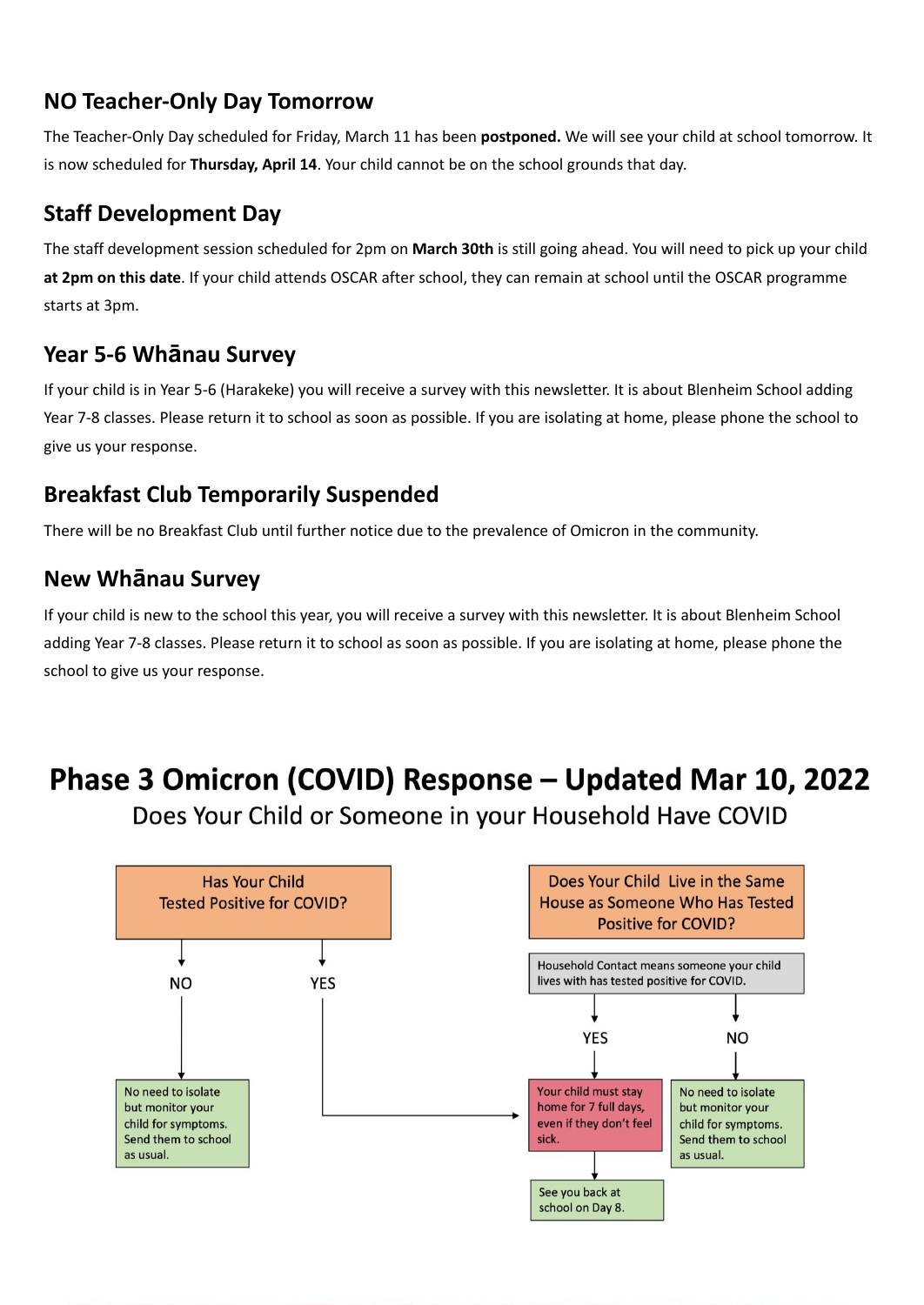## NO Teacher-Only Day Tomorrow

The Teacher-Only Day scheduled for Friday, March 11 has been **postponed.** We will see your child at school tomorrow. It is now scheduled for **Thursday, April 14**. Your child cannot be on the school grounds that day.

## Staff Development Day

The staff development session scheduled for 2pm on **March 30th** is still going ahead. You will need to pick up your child **at 2pm on this date**. If your child attends OSCAR after school, they can remain at school until the OSCAR programme starts at 3pm.

## Year 5-6 Whānau Survey

If your child is in Year 5-6 (Harakeke) you will receive a survey with this newsletter. It is about Blenheim School adding Year 7-8 classes. Please return it to school as soon as possible. If you are isolating at home, please phone the school to give us your response.

## Breakfast Club Temporarily Suspended

There will be no Breakfast Club until further notice due to the prevalence of Omicron in the community.

## New Whānau Survey

If your child is new to the school this year, you will receive a survey with this newsletter. It is about Blenheim School adding Year 7-8 classes. Please return it to school as soon as possible. If you are isolating at home, please phone the school to give us your response.

# Phase 3 Omicron (COVID) Response – Updated Mar 10, 2022

Does Your Child or Someone in your Household Have COVID

Has Your Child Tested Positive for COVID?

NO

YES

No need to isolate but monitor your child for symptoms. Send them to school as usual.

Does Your Child Live in the Same House as Someone Who Has Tested Positive for COVID?

Household Contact means someone your child lives with has tested positive for COVID.

YES

NO

Your child must stay home for 7 full days, even if they don't feel sick.

No need to isolate but monitor your child for symptoms. Send them to school as usual.

See you back at school on Day 8.